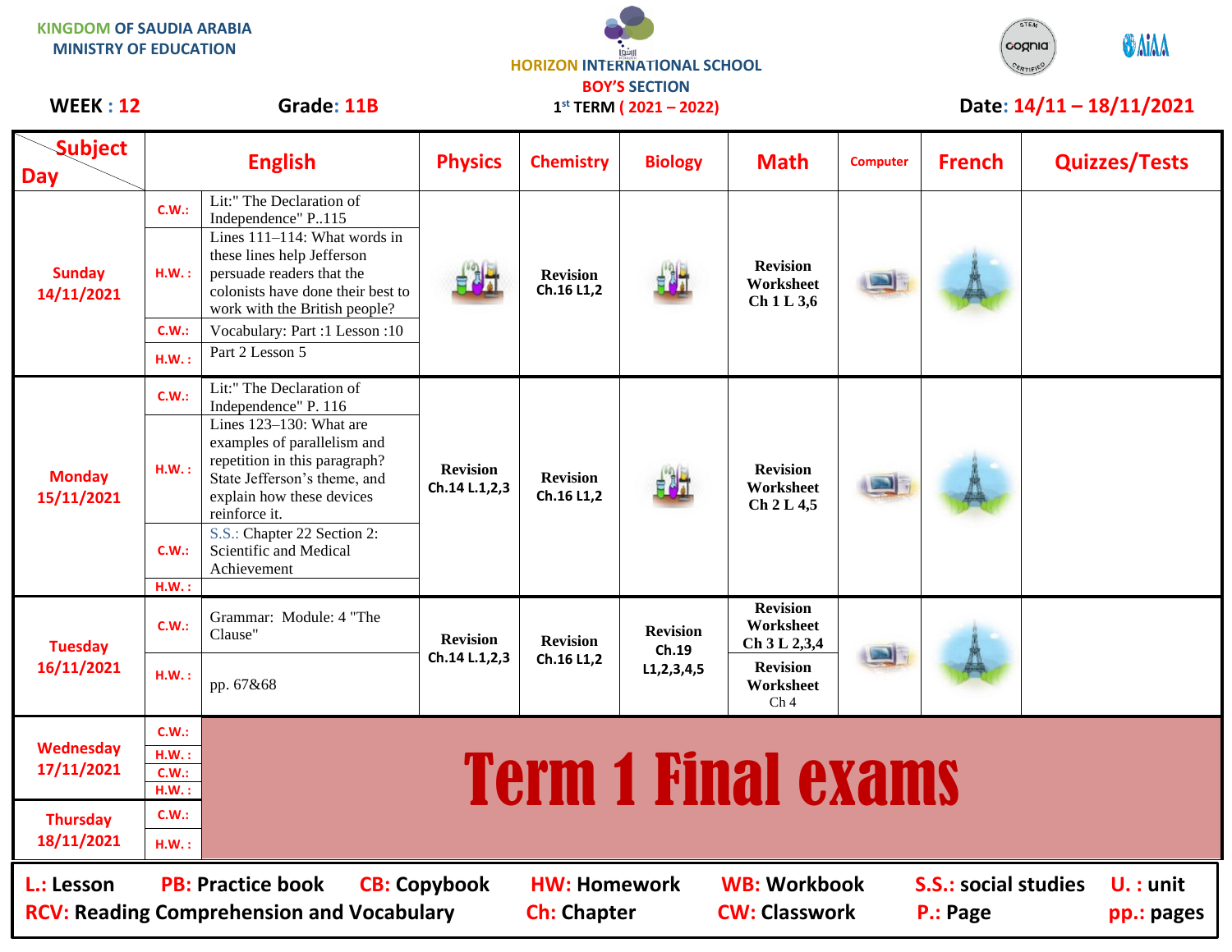KINGDOM OF SAUDIA ARABIA
MINISTRY OF EDUCATION

HORIZON INTERNATIONAL SCHOOL
BOY'S SECTION

**WEEK : 12** **Grade: 11B** 1st TERM ( 2021 – 2022) **Date: 14/11 – 18/11/2021**

| Subject / Day | | English | Physics | Chemistry | Biology | Math | Computer | French | Quizzes/Tests |
|---|---|---|---|---|---|---|---|---|---|
| Sunday 14/11/2021 | C.W.: | Lit:" The Declaration of Independence" P..115 | | Revision Ch.16 L1,2 | | Revision Worksheet Ch 1 L 3,6 | | | |
| | H.W. : | Lines 111–114: What words in these lines help Jefferson persuade readers that the colonists have done their best to work with the British people? | | | | | | | |
| | C.W.: | Vocabulary: Part :1 Lesson :10 | | | | | | | |
| | H.W. : | Part 2 Lesson 5 | | | | | | | |
| Monday 15/11/2021 | C.W.: | Lit:" The Declaration of Independence" P. 116 | Revision Ch.14 L.1,2,3 | Revision Ch.16 L1,2 | | Revision Worksheet Ch 2 L 4,5 | | | |
| | H.W. : | Lines 123–130: What are examples of parallelism and repetition in this paragraph? State Jefferson's theme, and explain how these devices reinforce it. | | | | | | | |
| | C.W.: | S.S.: Chapter 22 Section 2: Scientific and Medical Achievement | | | | | | | |
| | H.W. : | | | | | | | | |
| Tuesday 16/11/2021 | C.W.: | Grammar: Module: 4 "The Clause" | Revision Ch.14 L.1,2,3 | Revision Ch.16 L1,2 | Revision Ch.19 L1,2,3,4,5 | Revision Worksheet Ch 3 L 2,3,4 | | | |
| | H.W. : | pp. 67&68 | | | | Revision Worksheet Ch 4 | | | |
| Wednesday 17/11/2021 | C.W.: | Term 1 Final exams | | | | | | | |
| | H.W. : | | | | | | | | |
| | C.W.: | | | | | | | | |
| | H.W. : | | | | | | | | |
| Thursday 18/11/2021 | C.W.: | | | | | | | | |
| | H.W. : | | | | | | | | |

**L.:** Lesson **PB:** Practice book **CB:** Copybook **HW:** Homework **WB:** Workbook **S.S.:** social studies **U. :** unit
**RCV:** Reading Comprehension and Vocabulary **Ch:** Chapter **CW:** Classwork **P.:** Page **pp.:** pages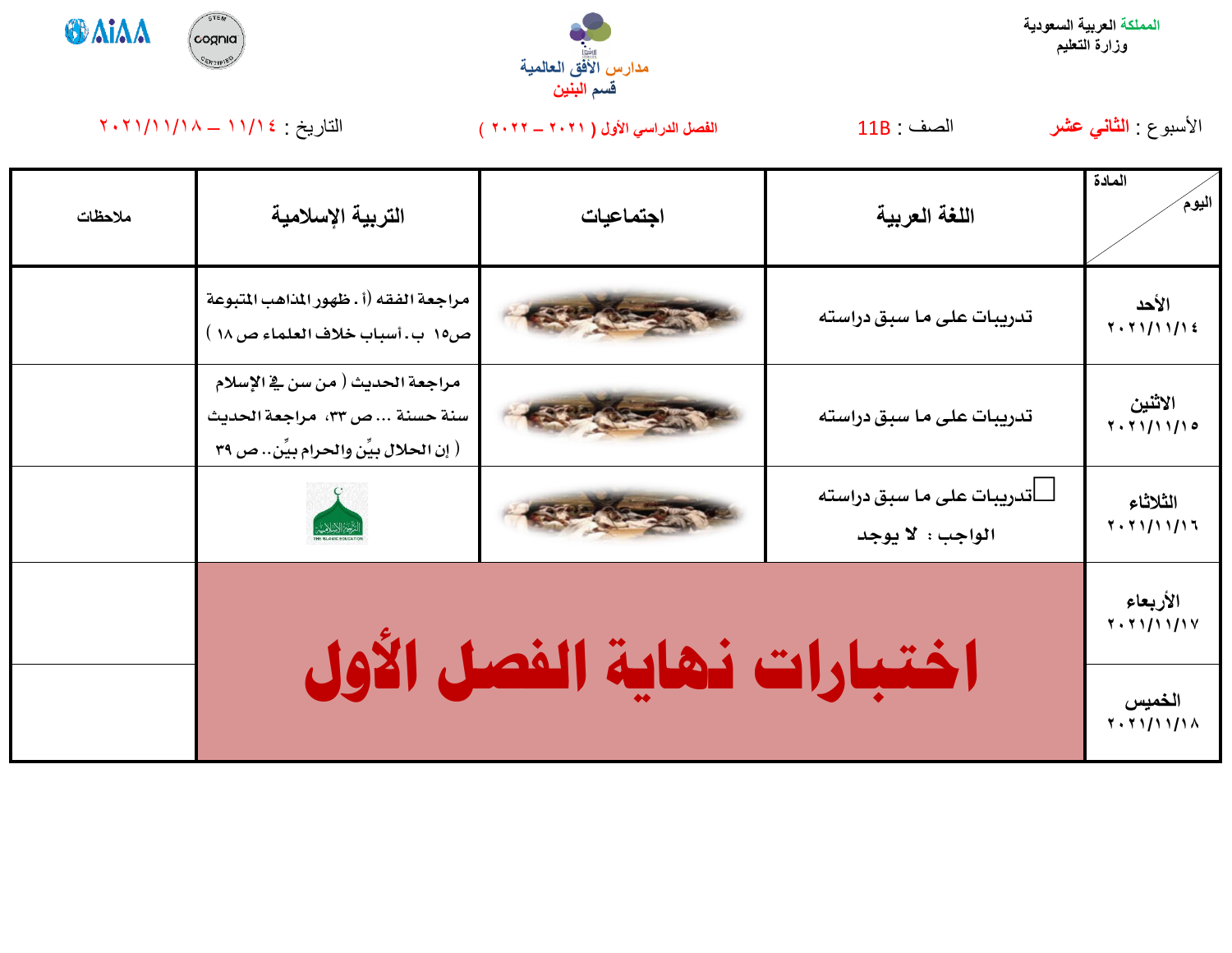المملكة العربية السعودية
وزارة التعليم

مدارس الأفق العالمية
قسم البنين

الأسبوع : الثاني عشر	الصف : 11B	الفصل الدراسي الأول ( ٢٠٢١ – ٢٠٢٢ )	التاريخ : ١١/١٤ – ٢٠٢١/١١/١٨

| المادة / اليوم | اللغة العربية | اجتماعيات | التربية الإسلامية | ملاحظات |
|---|---|---|---|---|
| الأحد ٢٠٢١/١١/١٤ | تدريبات على ما سبق دراسته | | مراجعة الفقه (أ . ظهور المذاهب المتبوعة ص١٥ ب . أسباب خلاف العلماء ص ١٨ ) | |
| الاثنين ٢٠٢١/١١/١٥ | تدريبات على ما سبق دراسته | | مراجعة الحديث ( من سن في الإسلام سنة حسنة ... ص ٣٣، مراجعة الحديث إن الحلال بيِّن والحرام بيِّن .. ص ٣٩ ) | |
| الثلاثاء ٢٠٢١/١١/١٦ | تدريبات على ما سبق دراسته<br>الواجب : لا يوجد | | | |
| الأربعاء ٢٠٢١/١١/١٧ | اختبارات نهاية الفصل الأول | | | |
| الخميس ٢٠٢١/١١/١٨ | اختبارات نهاية الفصل الأول | | | |